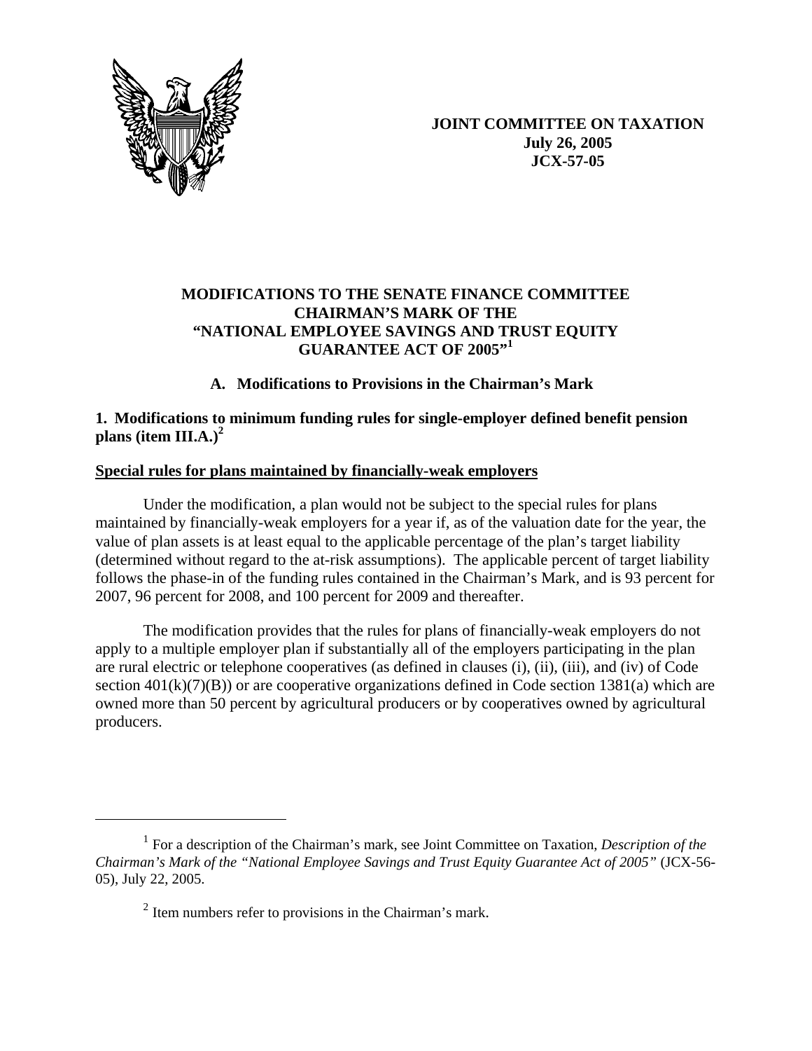**JOINT COMMITTEE ON TAXATION**
**July 26, 2005**
**JCX-57-05**

# MODIFICATIONS TO THE SENATE FINANCE COMMITTEE CHAIRMAN'S MARK OF THE "NATIONAL EMPLOYEE SAVINGS AND TRUST EQUITY GUARANTEE ACT OF 2005"[1]

## A. Modifications to Provisions in the Chairman's Mark

### 1. Modifications to minimum funding rules for single-employer defined benefit pension plans (item III.A.)[2]

**Special rules for plans maintained by financially-weak employers**

Under the modification, a plan would not be subject to the special rules for plans maintained by financially-weak employers for a year if, as of the valuation date for the year, the value of plan assets is at least equal to the applicable percentage of the plan's target liability (determined without regard to the at-risk assumptions). The applicable percent of target liability follows the phase-in of the funding rules contained in the Chairman's Mark, and is 93 percent for 2007, 96 percent for 2008, and 100 percent for 2009 and thereafter.

The modification provides that the rules for plans of financially-weak employers do not apply to a multiple employer plan if substantially all of the employers participating in the plan are rural electric or telephone cooperatives (as defined in clauses (i), (ii), (iii), and (iv) of Code section 401(k)(7)(B)) or are cooperative organizations defined in Code section 1381(a) which are owned more than 50 percent by agricultural producers or by cooperatives owned by agricultural producers.

---

[1] For a description of the Chairman's mark, see Joint Committee on Taxation, *Description of the Chairman's Mark of the "National Employee Savings and Trust Equity Guarantee Act of 2005"* (JCX-56-05), July 22, 2005.

[2] Item numbers refer to provisions in the Chairman's mark.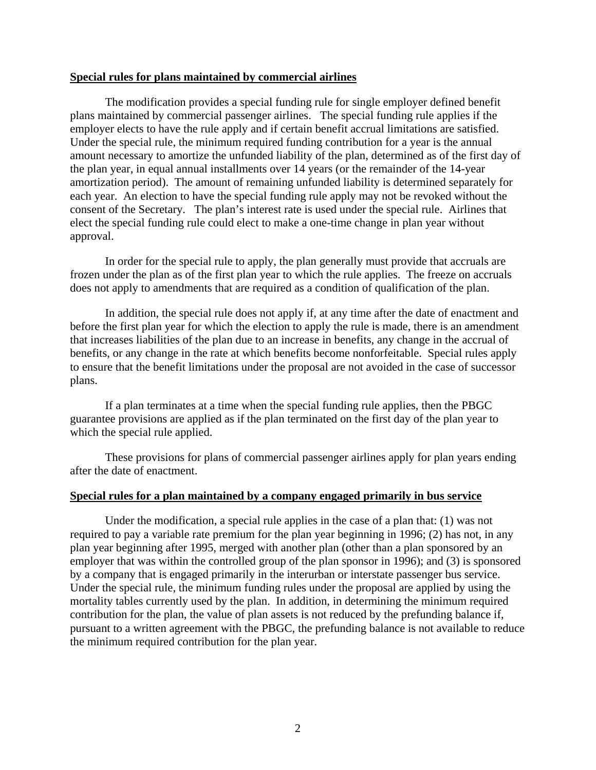**Special rules for plans maintained by commercial airlines**

The modification provides a special funding rule for single employer defined benefit plans maintained by commercial passenger airlines. The special funding rule applies if the employer elects to have the rule apply and if certain benefit accrual limitations are satisfied. Under the special rule, the minimum required funding contribution for a year is the annual amount necessary to amortize the unfunded liability of the plan, determined as of the first day of the plan year, in equal annual installments over 14 years (or the remainder of the 14-year amortization period). The amount of remaining unfunded liability is determined separately for each year. An election to have the special funding rule apply may not be revoked without the consent of the Secretary. The plan's interest rate is used under the special rule. Airlines that elect the special funding rule could elect to make a one-time change in plan year without approval.

In order for the special rule to apply, the plan generally must provide that accruals are frozen under the plan as of the first plan year to which the rule applies. The freeze on accruals does not apply to amendments that are required as a condition of qualification of the plan.

In addition, the special rule does not apply if, at any time after the date of enactment and before the first plan year for which the election to apply the rule is made, there is an amendment that increases liabilities of the plan due to an increase in benefits, any change in the accrual of benefits, or any change in the rate at which benefits become nonforfeitable. Special rules apply to ensure that the benefit limitations under the proposal are not avoided in the case of successor plans.

If a plan terminates at a time when the special funding rule applies, then the PBGC guarantee provisions are applied as if the plan terminated on the first day of the plan year to which the special rule applied.

These provisions for plans of commercial passenger airlines apply for plan years ending after the date of enactment.

**Special rules for a plan maintained by a company engaged primarily in bus service**

Under the modification, a special rule applies in the case of a plan that: (1) was not required to pay a variable rate premium for the plan year beginning in 1996; (2) has not, in any plan year beginning after 1995, merged with another plan (other than a plan sponsored by an employer that was within the controlled group of the plan sponsor in 1996); and (3) is sponsored by a company that is engaged primarily in the interurban or interstate passenger bus service. Under the special rule, the minimum funding rules under the proposal are applied by using the mortality tables currently used by the plan. In addition, in determining the minimum required contribution for the plan, the value of plan assets is not reduced by the prefunding balance if, pursuant to a written agreement with the PBGC, the prefunding balance is not available to reduce the minimum required contribution for the plan year.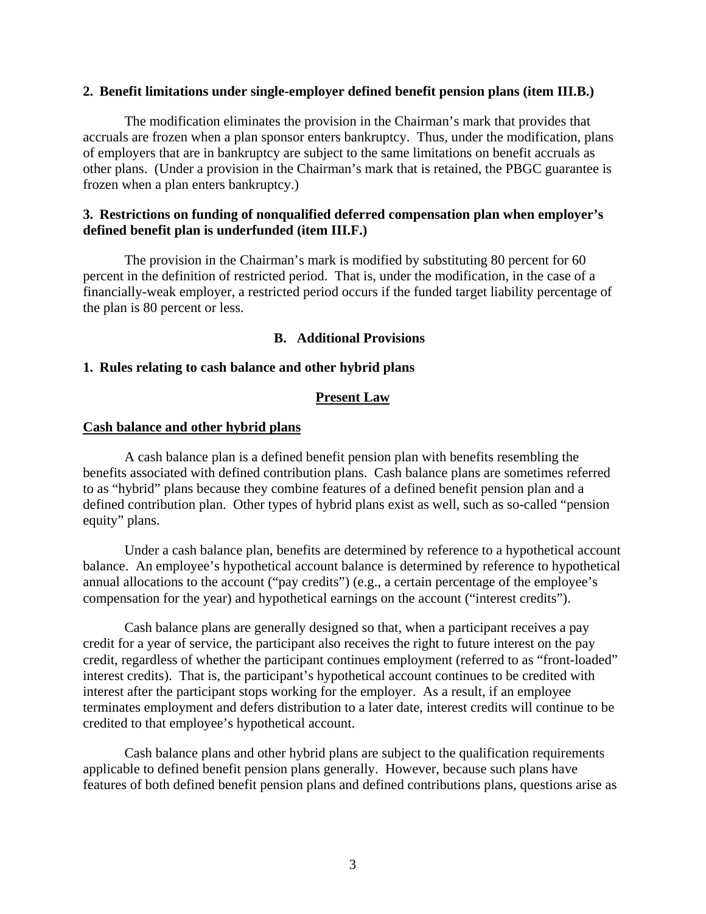**2. Benefit limitations under single-employer defined benefit pension plans (item III.B.)**

The modification eliminates the provision in the Chairman's mark that provides that accruals are frozen when a plan sponsor enters bankruptcy. Thus, under the modification, plans of employers that are in bankruptcy are subject to the same limitations on benefit accruals as other plans. (Under a provision in the Chairman's mark that is retained, the PBGC guarantee is frozen when a plan enters bankruptcy.)

**3. Restrictions on funding of nonqualified deferred compensation plan when employer's defined benefit plan is underfunded (item III.F.)**

The provision in the Chairman's mark is modified by substituting 80 percent for 60 percent in the definition of restricted period. That is, under the modification, in the case of a financially-weak employer, a restricted period occurs if the funded target liability percentage of the plan is 80 percent or less.

### B. Additional Provisions

**1. Rules relating to cash balance and other hybrid plans**

**Present Law**

**Cash balance and other hybrid plans**

A cash balance plan is a defined benefit pension plan with benefits resembling the benefits associated with defined contribution plans. Cash balance plans are sometimes referred to as "hybrid" plans because they combine features of a defined benefit pension plan and a defined contribution plan. Other types of hybrid plans exist as well, such as so-called "pension equity" plans.

Under a cash balance plan, benefits are determined by reference to a hypothetical account balance. An employee's hypothetical account balance is determined by reference to hypothetical annual allocations to the account ("pay credits") (e.g., a certain percentage of the employee's compensation for the year) and hypothetical earnings on the account ("interest credits").

Cash balance plans are generally designed so that, when a participant receives a pay credit for a year of service, the participant also receives the right to future interest on the pay credit, regardless of whether the participant continues employment (referred to as "front-loaded" interest credits). That is, the participant's hypothetical account continues to be credited with interest after the participant stops working for the employer. As a result, if an employee terminates employment and defers distribution to a later date, interest credits will continue to be credited to that employee's hypothetical account.

Cash balance plans and other hybrid plans are subject to the qualification requirements applicable to defined benefit pension plans generally. However, because such plans have features of both defined benefit pension plans and defined contributions plans, questions arise as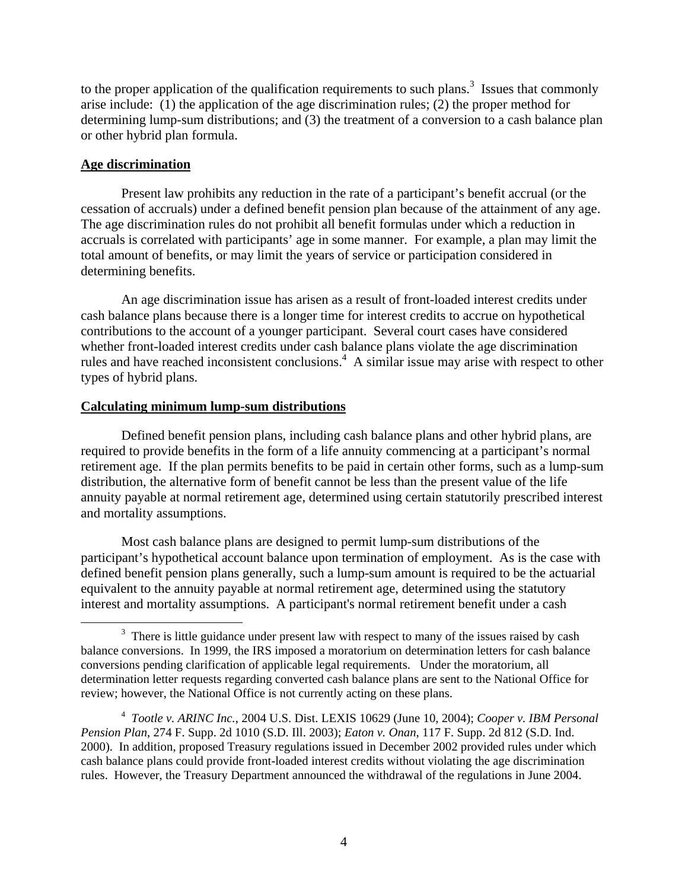to the proper application of the qualification requirements to such plans.[3] Issues that commonly arise include: (1) the application of the age discrimination rules; (2) the proper method for determining lump-sum distributions; and (3) the treatment of a conversion to a cash balance plan or other hybrid plan formula.

**Age discrimination**

Present law prohibits any reduction in the rate of a participant's benefit accrual (or the cessation of accruals) under a defined benefit pension plan because of the attainment of any age. The age discrimination rules do not prohibit all benefit formulas under which a reduction in accruals is correlated with participants' age in some manner. For example, a plan may limit the total amount of benefits, or may limit the years of service or participation considered in determining benefits.

An age discrimination issue has arisen as a result of front-loaded interest credits under cash balance plans because there is a longer time for interest credits to accrue on hypothetical contributions to the account of a younger participant. Several court cases have considered whether front-loaded interest credits under cash balance plans violate the age discrimination rules and have reached inconsistent conclusions.[4] A similar issue may arise with respect to other types of hybrid plans.

**Calculating minimum lump-sum distributions**

Defined benefit pension plans, including cash balance plans and other hybrid plans, are required to provide benefits in the form of a life annuity commencing at a participant's normal retirement age. If the plan permits benefits to be paid in certain other forms, such as a lump-sum distribution, the alternative form of benefit cannot be less than the present value of the life annuity payable at normal retirement age, determined using certain statutorily prescribed interest and mortality assumptions.

Most cash balance plans are designed to permit lump-sum distributions of the participant's hypothetical account balance upon termination of employment. As is the case with defined benefit pension plans generally, such a lump-sum amount is required to be the actuarial equivalent to the annuity payable at normal retirement age, determined using the statutory interest and mortality assumptions. A participant's normal retirement benefit under a cash

---

[3] There is little guidance under present law with respect to many of the issues raised by cash balance conversions. In 1999, the IRS imposed a moratorium on determination letters for cash balance conversions pending clarification of applicable legal requirements. Under the moratorium, all determination letter requests regarding converted cash balance plans are sent to the National Office for review; however, the National Office is not currently acting on these plans.

[4] *Tootle v. ARINC Inc.*, 2004 U.S. Dist. LEXIS 10629 (June 10, 2004); *Cooper v. IBM Personal Pension Plan*, 274 F. Supp. 2d 1010 (S.D. Ill. 2003); *Eaton v. Onan*, 117 F. Supp. 2d 812 (S.D. Ind. 2000). In addition, proposed Treasury regulations issued in December 2002 provided rules under which cash balance plans could provide front-loaded interest credits without violating the age discrimination rules. However, the Treasury Department announced the withdrawal of the regulations in June 2004.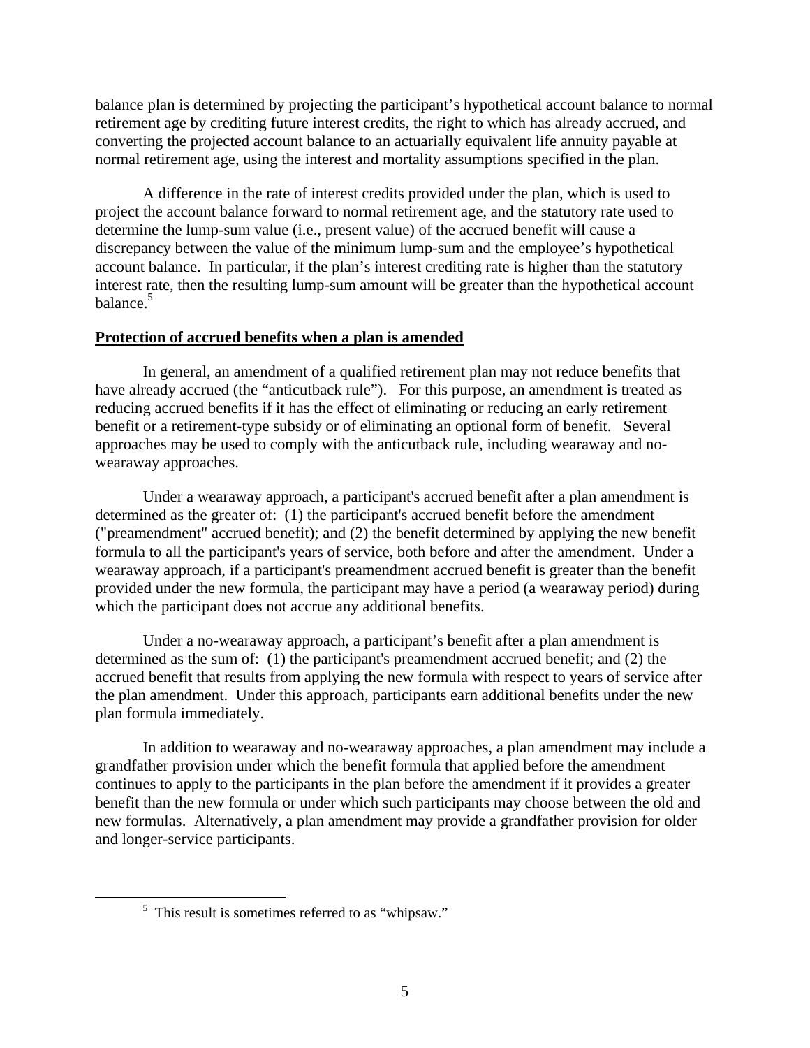balance plan is determined by projecting the participant's hypothetical account balance to normal retirement age by crediting future interest credits, the right to which has already accrued, and converting the projected account balance to an actuarially equivalent life annuity payable at normal retirement age, using the interest and mortality assumptions specified in the plan.

A difference in the rate of interest credits provided under the plan, which is used to project the account balance forward to normal retirement age, and the statutory rate used to determine the lump-sum value (i.e., present value) of the accrued benefit will cause a discrepancy between the value of the minimum lump-sum and the employee's hypothetical account balance. In particular, if the plan's interest crediting rate is higher than the statutory interest rate, then the resulting lump-sum amount will be greater than the hypothetical account balance.[5]

**Protection of accrued benefits when a plan is amended**

In general, an amendment of a qualified retirement plan may not reduce benefits that have already accrued (the "anticutback rule"). For this purpose, an amendment is treated as reducing accrued benefits if it has the effect of eliminating or reducing an early retirement benefit or a retirement-type subsidy or of eliminating an optional form of benefit. Several approaches may be used to comply with the anticutback rule, including wearaway and no-wearaway approaches.

Under a wearaway approach, a participant's accrued benefit after a plan amendment is determined as the greater of: (1) the participant's accrued benefit before the amendment ("preamendment" accrued benefit); and (2) the benefit determined by applying the new benefit formula to all the participant's years of service, both before and after the amendment. Under a wearaway approach, if a participant's preamendment accrued benefit is greater than the benefit provided under the new formula, the participant may have a period (a wearaway period) during which the participant does not accrue any additional benefits.

Under a no-wearaway approach, a participant's benefit after a plan amendment is determined as the sum of: (1) the participant's preamendment accrued benefit; and (2) the accrued benefit that results from applying the new formula with respect to years of service after the plan amendment. Under this approach, participants earn additional benefits under the new plan formula immediately.

In addition to wearaway and no-wearaway approaches, a plan amendment may include a grandfather provision under which the benefit formula that applied before the amendment continues to apply to the participants in the plan before the amendment if it provides a greater benefit than the new formula or under which such participants may choose between the old and new formulas. Alternatively, a plan amendment may provide a grandfather provision for older and longer-service participants.

[5] This result is sometimes referred to as "whipsaw."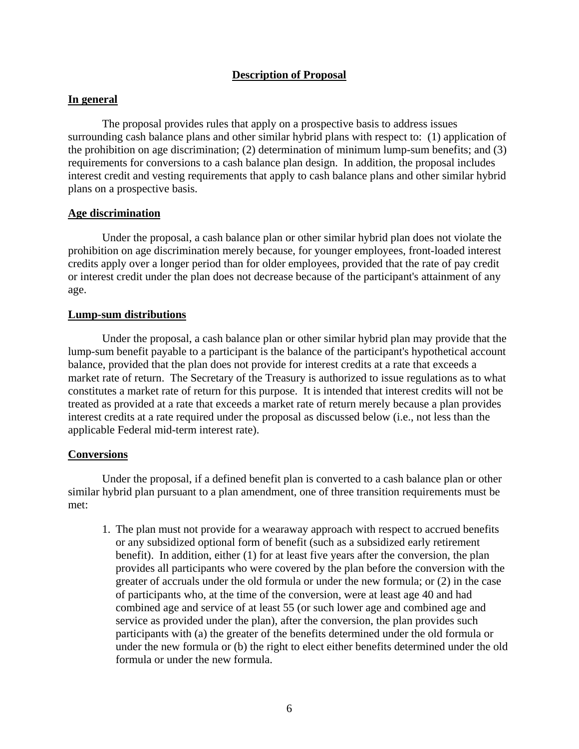## Description of Proposal

### In general

The proposal provides rules that apply on a prospective basis to address issues surrounding cash balance plans and other similar hybrid plans with respect to: (1) application of the prohibition on age discrimination; (2) determination of minimum lump-sum benefits; and (3) requirements for conversions to a cash balance plan design. In addition, the proposal includes interest credit and vesting requirements that apply to cash balance plans and other similar hybrid plans on a prospective basis.

### Age discrimination

Under the proposal, a cash balance plan or other similar hybrid plan does not violate the prohibition on age discrimination merely because, for younger employees, front-loaded interest credits apply over a longer period than for older employees, provided that the rate of pay credit or interest credit under the plan does not decrease because of the participant's attainment of any age.

### Lump-sum distributions

Under the proposal, a cash balance plan or other similar hybrid plan may provide that the lump-sum benefit payable to a participant is the balance of the participant's hypothetical account balance, provided that the plan does not provide for interest credits at a rate that exceeds a market rate of return. The Secretary of the Treasury is authorized to issue regulations as to what constitutes a market rate of return for this purpose. It is intended that interest credits will not be treated as provided at a rate that exceeds a market rate of return merely because a plan provides interest credits at a rate required under the proposal as discussed below (i.e., not less than the applicable Federal mid-term interest rate).

### Conversions

Under the proposal, if a defined benefit plan is converted to a cash balance plan or other similar hybrid plan pursuant to a plan amendment, one of three transition requirements must be met:

1. The plan must not provide for a wearaway approach with respect to accrued benefits or any subsidized optional form of benefit (such as a subsidized early retirement benefit). In addition, either (1) for at least five years after the conversion, the plan provides all participants who were covered by the plan before the conversion with the greater of accruals under the old formula or under the new formula; or (2) in the case of participants who, at the time of the conversion, were at least age 40 and had combined age and service of at least 55 (or such lower age and combined age and service as provided under the plan), after the conversion, the plan provides such participants with (a) the greater of the benefits determined under the old formula or under the new formula or (b) the right to elect either benefits determined under the old formula or under the new formula.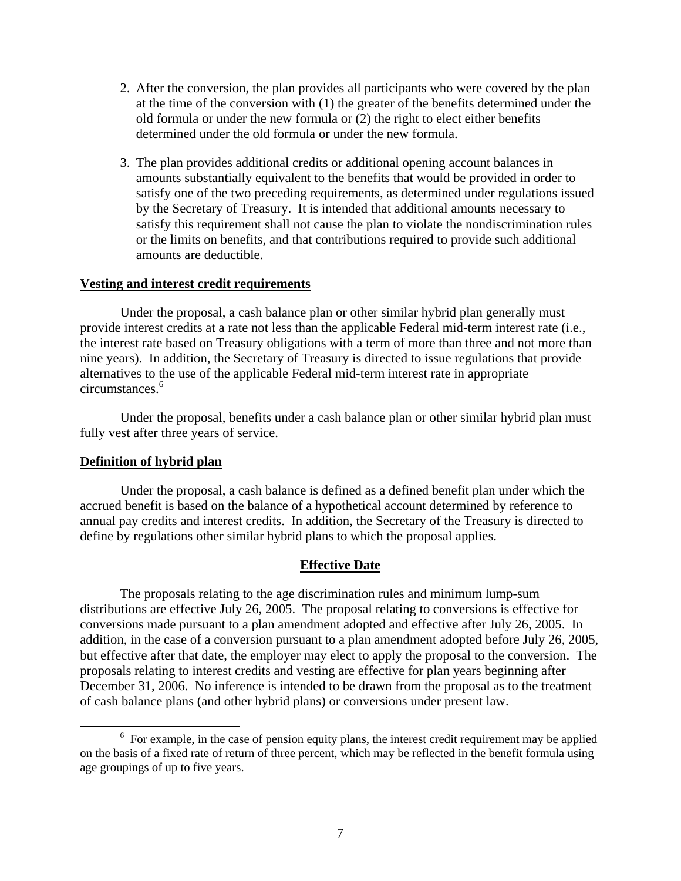2. After the conversion, the plan provides all participants who were covered by the plan at the time of the conversion with (1) the greater of the benefits determined under the old formula or under the new formula or (2) the right to elect either benefits determined under the old formula or under the new formula.

3. The plan provides additional credits or additional opening account balances in amounts substantially equivalent to the benefits that would be provided in order to satisfy one of the two preceding requirements, as determined under regulations issued by the Secretary of Treasury. It is intended that additional amounts necessary to satisfy this requirement shall not cause the plan to violate the nondiscrimination rules or the limits on benefits, and that contributions required to provide such additional amounts are deductible.

**Vesting and interest credit requirements**

Under the proposal, a cash balance plan or other similar hybrid plan generally must provide interest credits at a rate not less than the applicable Federal mid-term interest rate (i.e., the interest rate based on Treasury obligations with a term of more than three and not more than nine years). In addition, the Secretary of Treasury is directed to issue regulations that provide alternatives to the use of the applicable Federal mid-term interest rate in appropriate circumstances.[6]

Under the proposal, benefits under a cash balance plan or other similar hybrid plan must fully vest after three years of service.

**Definition of hybrid plan**

Under the proposal, a cash balance is defined as a defined benefit plan under which the accrued benefit is based on the balance of a hypothetical account determined by reference to annual pay credits and interest credits. In addition, the Secretary of the Treasury is directed to define by regulations other similar hybrid plans to which the proposal applies.

## Effective Date

The proposals relating to the age discrimination rules and minimum lump-sum distributions are effective July 26, 2005. The proposal relating to conversions is effective for conversions made pursuant to a plan amendment adopted and effective after July 26, 2005. In addition, in the case of a conversion pursuant to a plan amendment adopted before July 26, 2005, but effective after that date, the employer may elect to apply the proposal to the conversion. The proposals relating to interest credits and vesting are effective for plan years beginning after December 31, 2006. No inference is intended to be drawn from the proposal as to the treatment of cash balance plans (and other hybrid plans) or conversions under present law.

---

[6] For example, in the case of pension equity plans, the interest credit requirement may be applied on the basis of a fixed rate of return of three percent, which may be reflected in the benefit formula using age groupings of up to five years.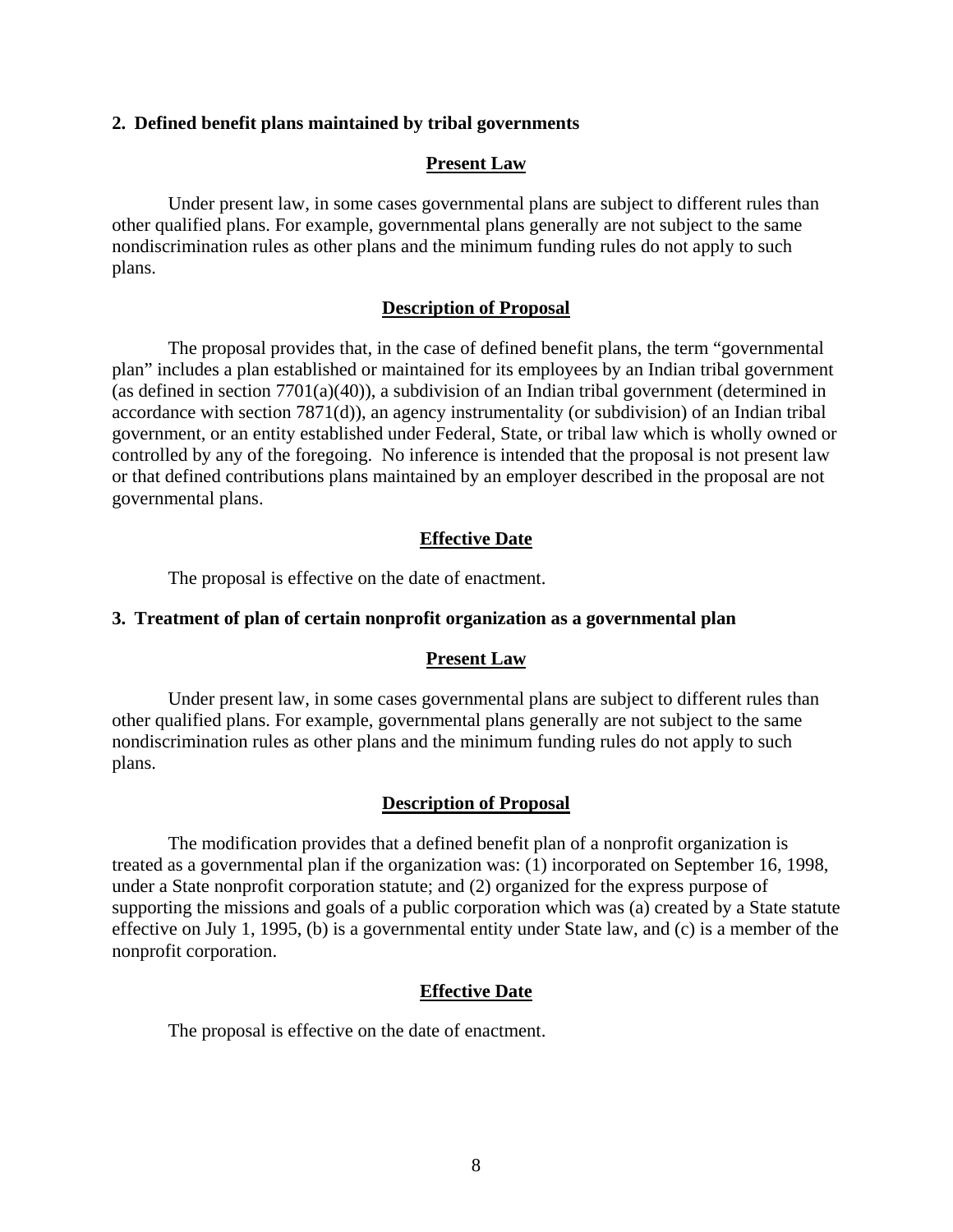**2. Defined benefit plans maintained by tribal governments**

**Present Law**

Under present law, in some cases governmental plans are subject to different rules than other qualified plans. For example, governmental plans generally are not subject to the same nondiscrimination rules as other plans and the minimum funding rules do not apply to such plans.

**Description of Proposal**

The proposal provides that, in the case of defined benefit plans, the term "governmental plan" includes a plan established or maintained for its employees by an Indian tribal government (as defined in section 7701(a)(40)), a subdivision of an Indian tribal government (determined in accordance with section 7871(d)), an agency instrumentality (or subdivision) of an Indian tribal government, or an entity established under Federal, State, or tribal law which is wholly owned or controlled by any of the foregoing. No inference is intended that the proposal is not present law or that defined contributions plans maintained by an employer described in the proposal are not governmental plans.

**Effective Date**

The proposal is effective on the date of enactment.

**3. Treatment of plan of certain nonprofit organization as a governmental plan**

**Present Law**

Under present law, in some cases governmental plans are subject to different rules than other qualified plans. For example, governmental plans generally are not subject to the same nondiscrimination rules as other plans and the minimum funding rules do not apply to such plans.

**Description of Proposal**

The modification provides that a defined benefit plan of a nonprofit organization is treated as a governmental plan if the organization was: (1) incorporated on September 16, 1998, under a State nonprofit corporation statute; and (2) organized for the express purpose of supporting the missions and goals of a public corporation which was (a) created by a State statute effective on July 1, 1995, (b) is a governmental entity under State law, and (c) is a member of the nonprofit corporation.

**Effective Date**

The proposal is effective on the date of enactment.